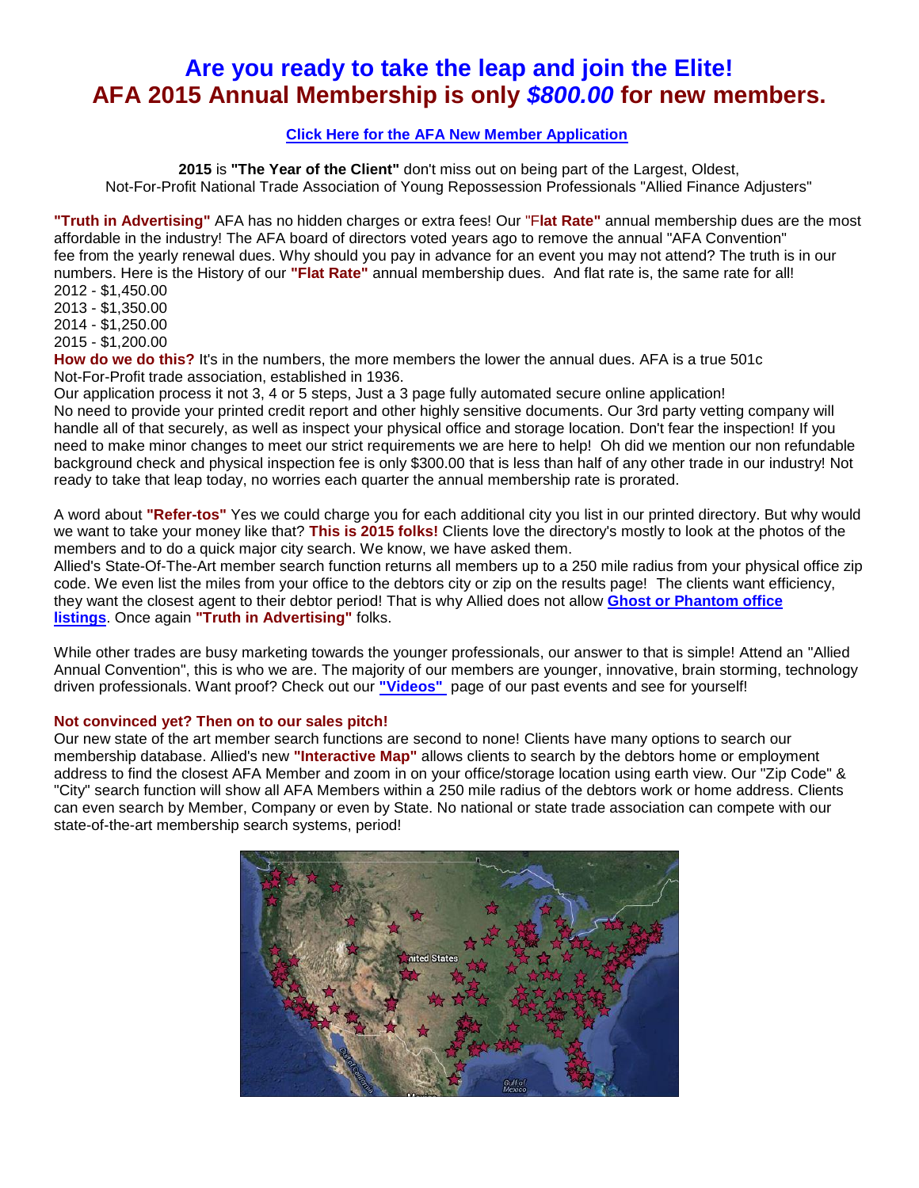# Are you ready to take the leap and join the Elite!
# AFA 2015 Annual Membership is only *$800.00* for new members.

**Click Here for the AFA New Member Application**

**2015** is **"The Year of the Client"** don't miss out on being part of the Largest, Oldest, Not-For-Profit National Trade Association of Young Repossession Professionals "Allied Finance Adjusters"

**"Truth in Advertising"** AFA has no hidden charges or extra fees! Our "F**lat Rate"** annual membership dues are the most affordable in the industry! The AFA board of directors voted years ago to remove the annual "AFA Convention" fee from the yearly renewal dues. Why should you pay in advance for an event you may not attend? The truth is in our numbers. Here is the History of our **"Flat Rate"** annual membership dues. And flat rate is, the same rate for all!
2012 - $1,450.00
2013 - $1,350.00
2014 - $1,250.00
2015 - $1,200.00
**How do we do this?** It's in the numbers, the more members the lower the annual dues. AFA is a true 501c Not-For-Profit trade association, established in 1936.
Our application process it not 3, 4 or 5 steps, Just a 3 page fully automated secure online application!
No need to provide your printed credit report and other highly sensitive documents. Our 3rd party vetting company will handle all of that securely, as well as inspect your physical office and storage location. Don't fear the inspection! If you need to make minor changes to meet our strict requirements we are here to help! Oh did we mention our non refundable background check and physical inspection fee is only $300.00 that is less than half of any other trade in our industry! Not ready to take that leap today, no worries each quarter the annual membership rate is prorated.

A word about **"Refer-tos"** Yes we could charge you for each additional city you list in our printed directory. But why would we want to take your money like that? **This is 2015 folks!** Clients love the directory's mostly to look at the photos of the members and to do a quick major city search. We know, we have asked them.
Allied's State-Of-The-Art member search function returns all members up to a 250 mile radius from your physical office zip code. We even list the miles from your office to the debtors city or zip on the results page! The clients want efficiency, they want the closest agent to their debtor period! That is why Allied does not allow **Ghost or Phantom office listings**. Once again **"Truth in Advertising"** folks.

While other trades are busy marketing towards the younger professionals, our answer to that is simple! Attend an "Allied Annual Convention", this is who we are. The majority of our members are younger, innovative, brain storming, technology driven professionals. Want proof? Check out our **"Videos"** page of our past events and see for yourself!

**Not convinced yet? Then on to our sales pitch!**
Our new state of the art member search functions are second to none! Clients have many options to search our membership database. Allied's new **"Interactive Map"** allows clients to search by the debtors home or employment address to find the closest AFA Member and zoom in on your office/storage location using earth view. Our "Zip Code" & "City" search function will show all AFA Members within a 250 mile radius of the debtors work or home address. Clients can even search by Member, Company or even by State. No national or state trade association can compete with our state-of-the-art membership search systems, period!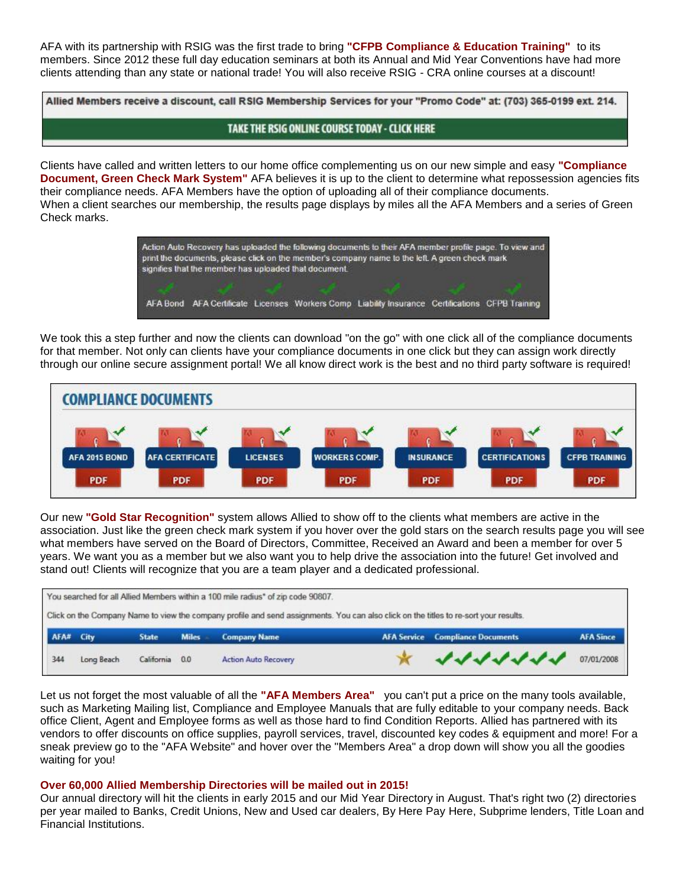AFA with its partnership with RSIG was the first trade to bring **"CFPB Compliance & Education Training"** to its members. Since 2012 these full day education seminars at both its Annual and Mid Year Conventions have had more clients attending than any state or national trade! You will also receive RSIG - CRA online courses at a discount!

**Allied Members receive a discount, call RSIG Membership Services for your "Promo Code" at: (703) 365-0199 ext. 214.**

**TAKE THE RSIG ONLINE COURSE TODAY - CLICK HERE**

Clients have called and written letters to our home office complementing us on our new simple and easy **"Compliance Document, Green Check Mark System"** AFA believes it is up to the client to determine what repossession agencies fits their compliance needs. AFA Members have the option of uploading all of their compliance documents.
When a client searches our membership, the results page displays by miles all the AFA Members and a series of Green Check marks.

Action Auto Recovery has uploaded the following documents to their AFA member profile page. To view and print the documents, please click on the member's company name to the left. A green check mark signifies that the member has uploaded that document.

AFA Bond ✓ AFA Certificate ✓ Licenses ✓ Workers Comp ✓ Liability Insurance ✓ Certifications ✓ CFPB Training ✓

We took this a step further and now the clients can download "on the go" with one click all of the compliance documents for that member. Not only can clients have your compliance documents in one click but they can assign work directly through our online secure assignment portal! We all know direct work is the best and no third party software is required!

**COMPLIANCE DOCUMENTS**

AFA 2015 BOND PDF | AFA CERTIFICATE PDF | LICENSES PDF | WORKERS COMP. PDF | INSURANCE PDF | CERTIFICATIONS PDF | CFPB TRAINING PDF

Our new **"Gold Star Recognition"** system allows Allied to show off to the clients what members are active in the association. Just like the green check mark system if you hover over the gold stars on the search results page you will see what members have served on the Board of Directors, Committee, Received an Award and been a member for over 5 years. We want you as a member but we also want you to help drive the association into the future! Get involved and stand out! Clients will recognize that you are a team player and a dedicated professional.

You searched for all Allied Members within a 100 mile radius* of zip code 90807.

Click on the Company Name to view the company profile and send assignments. You can also click on the titles to re-sort your results.

| AFA# | City | State | Miles | Company Name | AFA Service | Compliance Documents | AFA Since |
|---|---|---|---|---|---|---|---|
| 344 | Long Beach | California | 0.0 | Action Auto Recovery | ★ | ✓✓✓✓✓✓✓ | 07/01/2008 |

Let us not forget the most valuable of all the **"AFA Members Area"** you can't put a price on the many tools available, such as Marketing Mailing list, Compliance and Employee Manuals that are fully editable to your company needs. Back office Client, Agent and Employee forms as well as those hard to find Condition Reports. Allied has partnered with its vendors to offer discounts on office supplies, payroll services, travel, discounted key codes & equipment and more! For a sneak preview go to the "AFA Website" and hover over the "Members Area" a drop down will show you all the goodies waiting for you!

**Over 60,000 Allied Membership Directories will be mailed out in 2015!**
Our annual directory will hit the clients in early 2015 and our Mid Year Directory in August. That's right two (2) directories per year mailed to Banks, Credit Unions, New and Used car dealers, By Here Pay Here, Subprime lenders, Title Loan and Financial Institutions.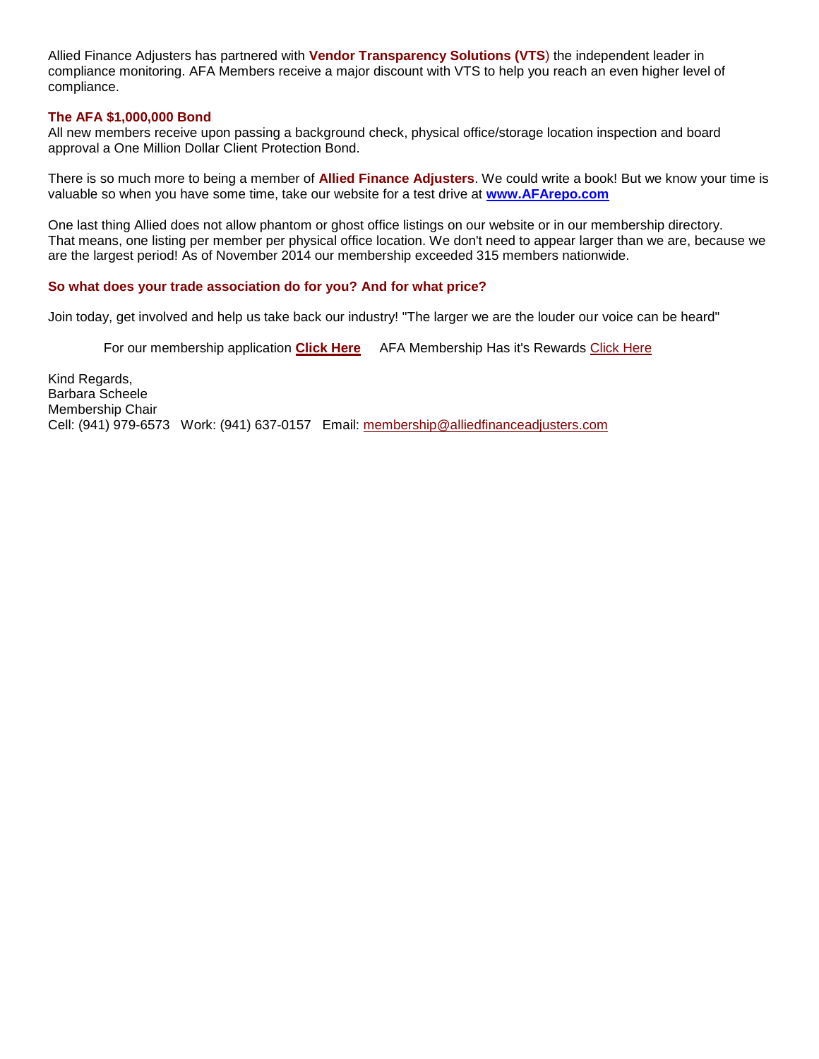Allied Finance Adjusters has partnered with **Vendor Transparency Solutions (VTS**) the independent leader in compliance monitoring. AFA Members receive a major discount with VTS to help you reach an even higher level of compliance.

**The AFA $1,000,000 Bond**
All new members receive upon passing a background check, physical office/storage location inspection and board approval a One Million Dollar Client Protection Bond.

There is so much more to being a member of **Allied Finance Adjusters**. We could write a book! But we know your time is valuable so when you have some time, take our website for a test drive at **www.AFArepo.com**

One last thing Allied does not allow phantom or ghost office listings on our website or in our membership directory. That means, one listing per member per physical office location. We don't need to appear larger than we are, because we are the largest period! As of November 2014 our membership exceeded 315 members nationwide.

**So what does your trade association do for you? And for what price?**

Join today, get involved and help us take back our industry! "The larger we are the louder our voice can be heard"

For our membership application **Click Here** AFA Membership Has it's Rewards Click Here

Kind Regards,
Barbara Scheele
Membership Chair
Cell: (941) 979-6573 Work: (941) 637-0157 Email: membership@alliedfinanceadjusters.com